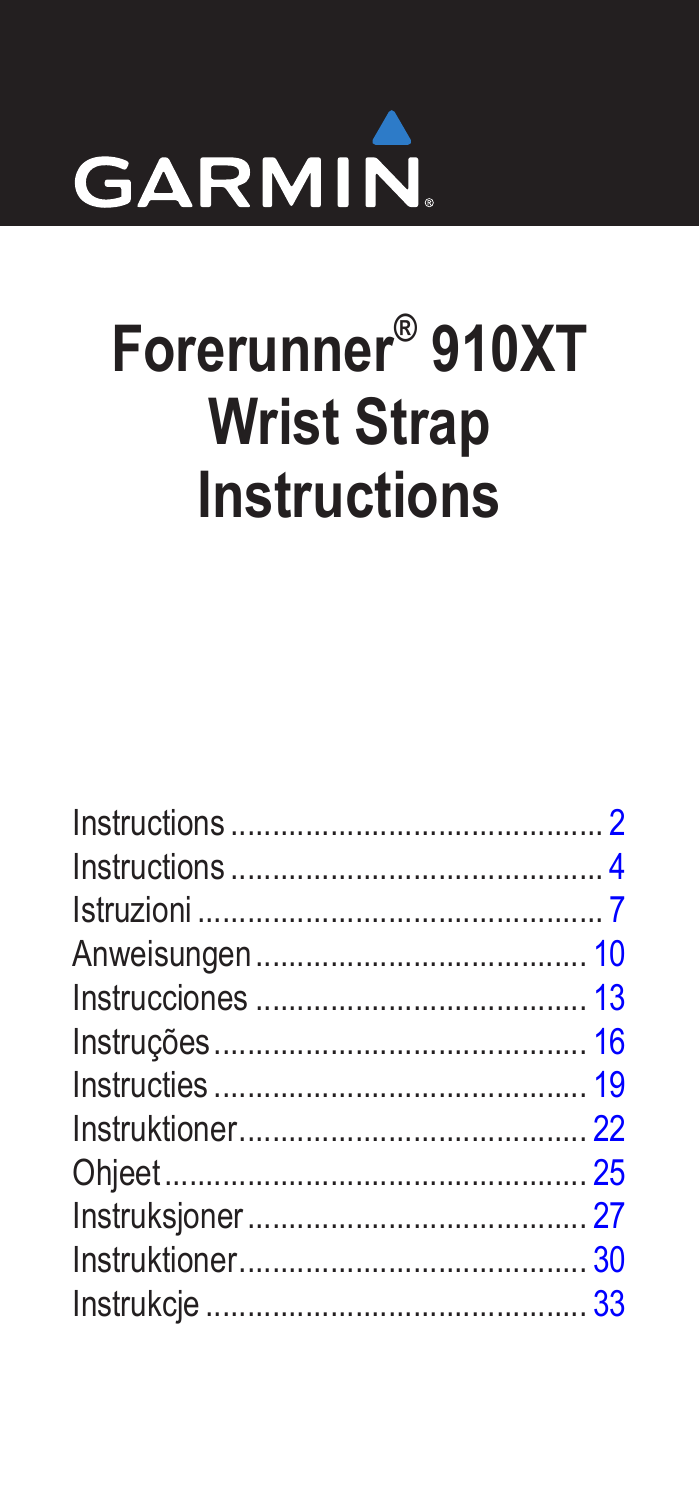GARMIN.

# Forerunner® 910XT Wrist Strap Instructions

Instructions ............................................ 2
Instructions ............................................ 4
Istruzioni ................................................ 7
Anweisungen........................................ 10
Instrucciones ........................................ 13
Instruções............................................. 16
Instructies ............................................. 19
Instruktioner.......................................... 22
Ohjeet................................................... 25
Instruksjoner......................................... 27
Instruktioner.......................................... 30
Instrukcje ............................................. 33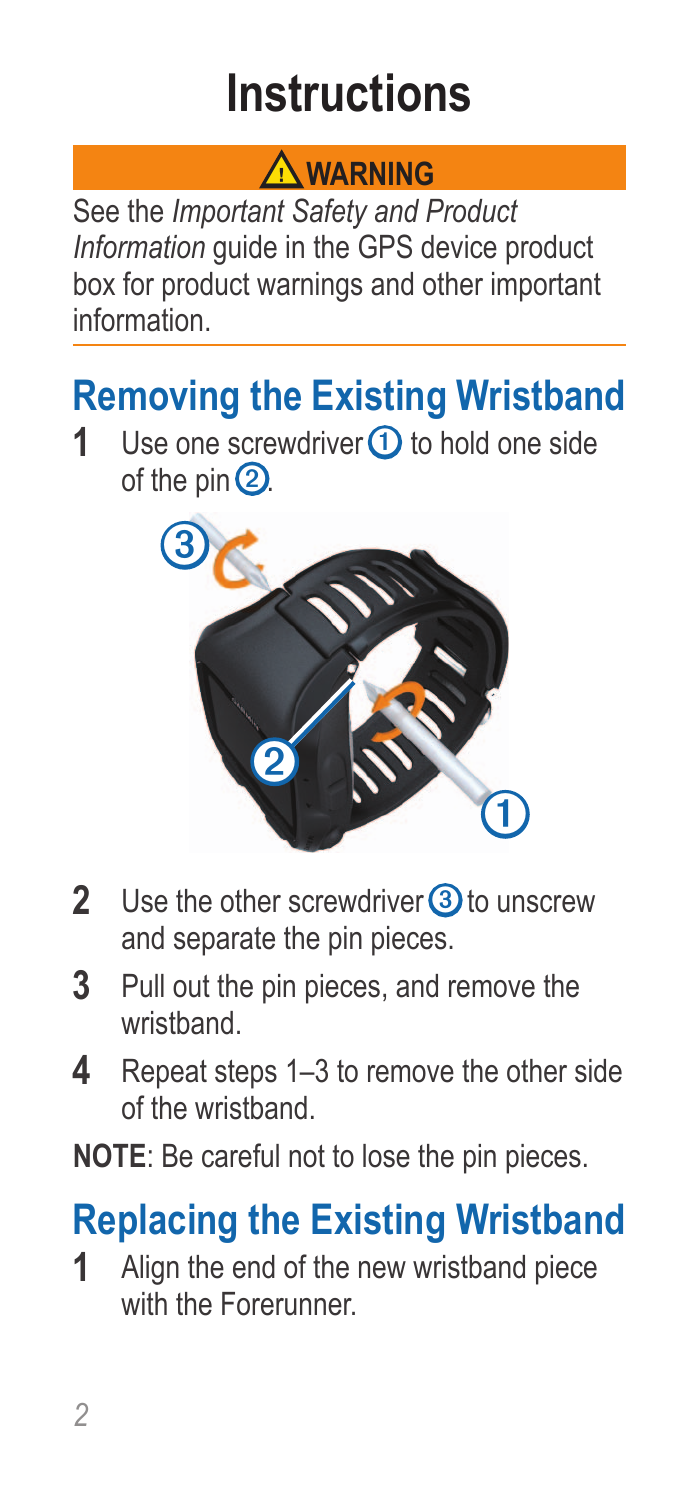# Instructions

**⚠ WARNING**

See the *Important Safety and Product Information* guide in the GPS device product box for product warnings and other important information.

## Removing the Existing Wristband

1. Use one screwdriver ① to hold one side of the pin ②.
2. Use the other screwdriver ③ to unscrew and separate the pin pieces.
3. Pull out the pin pieces, and remove the wristband.
4. Repeat steps 1–3 to remove the other side of the wristband.

**NOTE**: Be careful not to lose the pin pieces.

## Replacing the Existing Wristband

1. Align the end of the new wristband piece with the Forerunner.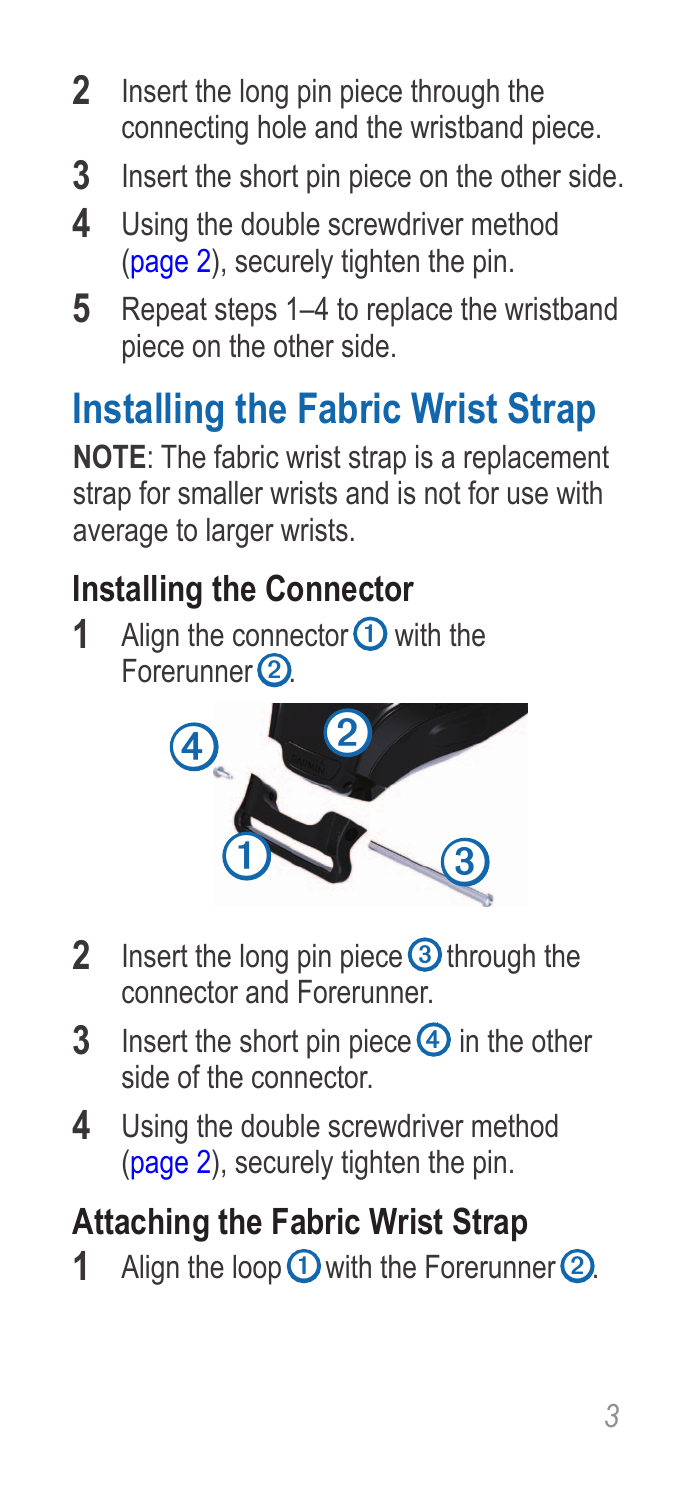2. Insert the long pin piece through the connecting hole and the wristband piece.
3. Insert the short pin piece on the other side.
4. Using the double screwdriver method (page 2), securely tighten the pin.
5. Repeat steps 1–4 to replace the wristband piece on the other side.

## Installing the Fabric Wrist Strap

**NOTE**: The fabric wrist strap is a replacement strap for smaller wrists and is not for use with average to larger wrists.

### Installing the Connector

1. Align the connector ① with the Forerunner ②.
2. Insert the long pin piece ③ through the connector and Forerunner.
3. Insert the short pin piece ④ in the other side of the connector.
4. Using the double screwdriver method (page 2), securely tighten the pin.

### Attaching the Fabric Wrist Strap

1. Align the loop ① with the Forerunner ②.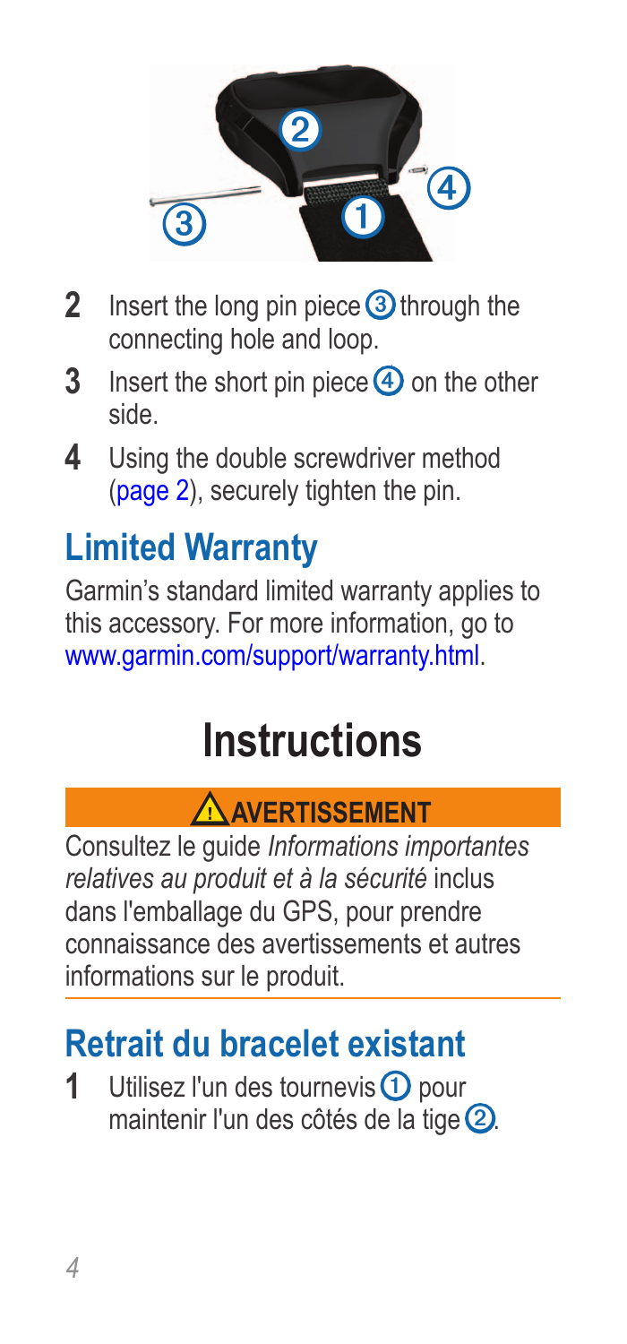2. Insert the long pin piece ③ through the connecting hole and loop.
3. Insert the short pin piece ④ on the other side.
4. Using the double screwdriver method (page 2), securely tighten the pin.

## Limited Warranty

Garmin's standard limited warranty applies to this accessory. For more information, go to www.garmin.com/support/warranty.html.

# Instructions

**⚠ AVERTISSEMENT**

Consultez le guide *Informations importantes relatives au produit et à la sécurité* inclus dans l'emballage du GPS, pour prendre connaissance des avertissements et autres informations sur le produit.

## Retrait du bracelet existant

1. Utilisez l'un des tournevis ① pour maintenir l'un des côtés de la tige ②.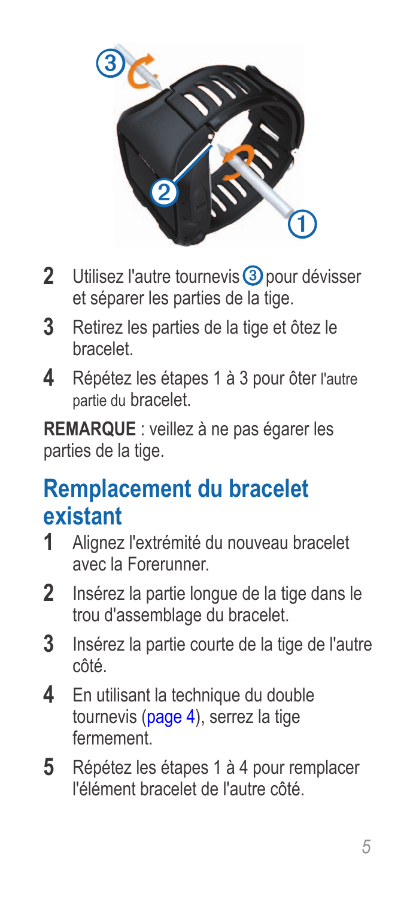2. Utilisez l'autre tournevis ③ pour dévisser et séparer les parties de la tige.
3. Retirez les parties de la tige et ôtez le bracelet.
4. Répétez les étapes 1 à 3 pour ôter l'autre partie du bracelet.

**REMARQUE** : veillez à ne pas égarer les parties de la tige.

## Remplacement du bracelet existant

1. Alignez l'extrémité du nouveau bracelet avec la Forerunner.
2. Insérez la partie longue de la tige dans le trou d'assemblage du bracelet.
3. Insérez la partie courte de la tige de l'autre côté.
4. En utilisant la technique du double tournevis (page 4), serrez la tige fermement.
5. Répétez les étapes 1 à 4 pour remplacer l'élément bracelet de l'autre côté.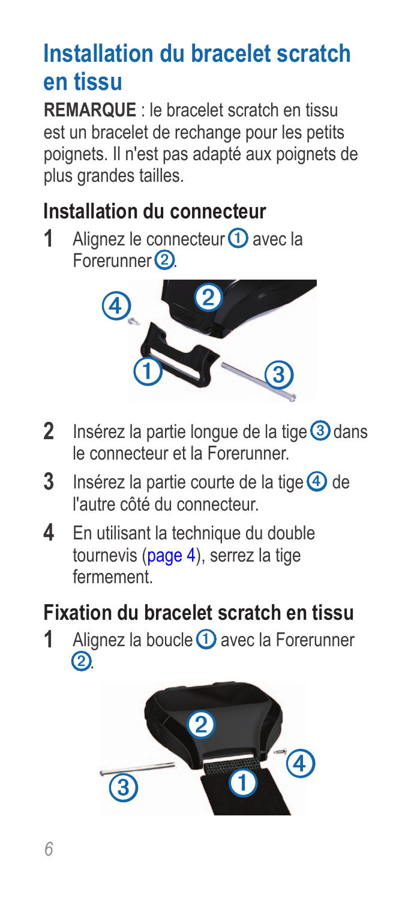# Installation du bracelet scratch en tissu

**REMARQUE** : le bracelet scratch en tissu est un bracelet de rechange pour les petits poignets. Il n'est pas adapté aux poignets de plus grandes tailles.

## Installation du connecteur

1. Alignez le connecteur ① avec la Forerunner ②.
2. Insérez la partie longue de la tige ③ dans le connecteur et la Forerunner.
3. Insérez la partie courte de la tige ④ de l'autre côté du connecteur.
4. En utilisant la technique du double tournevis (page 4), serrez la tige fermement.

## Fixation du bracelet scratch en tissu

1. Alignez la boucle ① avec la Forerunner ②.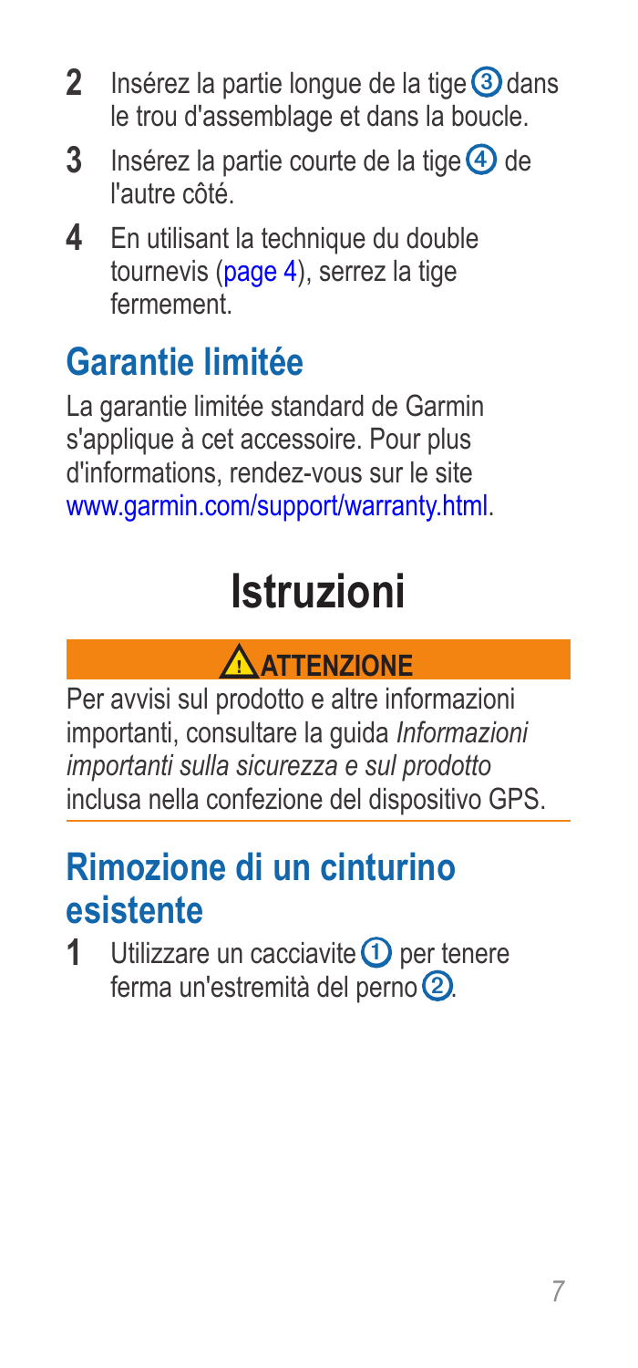2. Insérez la partie longue de la tige ③ dans le trou d'assemblage et dans la boucle.
3. Insérez la partie courte de la tige ④ de l'autre côté.
4. En utilisant la technique du double tournevis (page 4), serrez la tige fermement.

## Garantie limitée

La garantie limitée standard de Garmin s'applique à cet accessoire. Pour plus d'informations, rendez-vous sur le site www.garmin.com/support/warranty.html.

# Istruzioni

**⚠ ATTENZIONE**

Per avvisi sul prodotto e altre informazioni importanti, consultare la guida *Informazioni importanti sulla sicurezza e sul prodotto* inclusa nella confezione del dispositivo GPS.

## Rimozione di un cinturino esistente

1. Utilizzare un cacciavite ① per tenere ferma un'estremità del perno ②.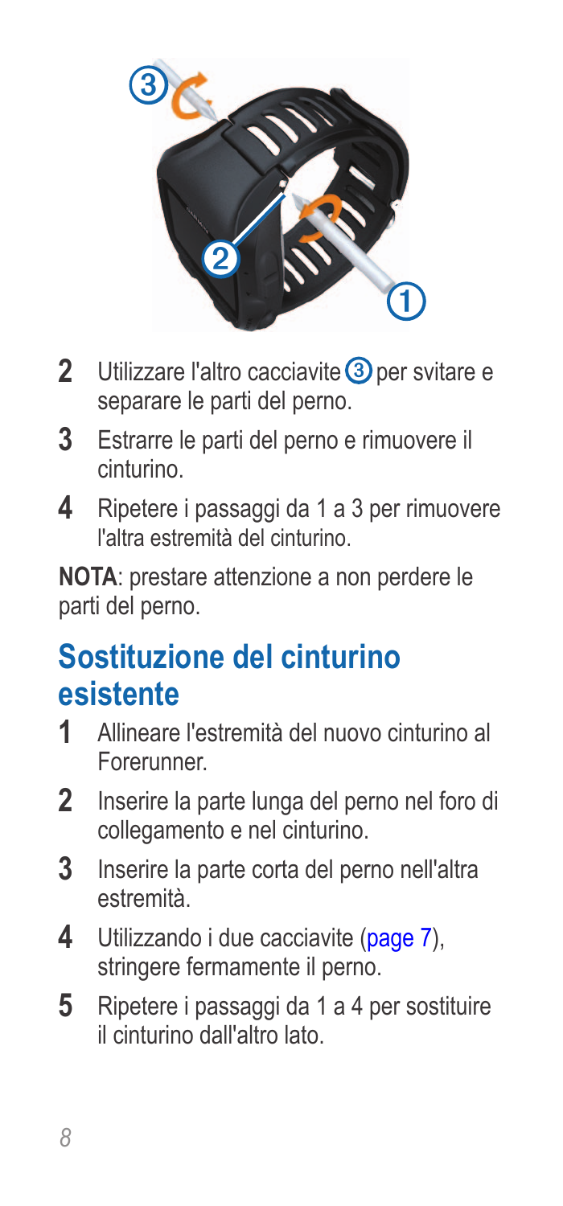2. Utilizzare l'altro cacciavite ③ per svitare e separare le parti del perno.
3. Estrarre le parti del perno e rimuovere il cinturino.
4. Ripetere i passaggi da 1 a 3 per rimuovere l'altra estremità del cinturino.

**NOTA**: prestare attenzione a non perdere le parti del perno.

## Sostituzione del cinturino esistente

1. Allineare l'estremità del nuovo cinturino al Forerunner.
2. Inserire la parte lunga del perno nel foro di collegamento e nel cinturino.
3. Inserire la parte corta del perno nell'altra estremità.
4. Utilizzando i due cacciavite (page 7), stringere fermamente il perno.
5. Ripetere i passaggi da 1 a 4 per sostituire il cinturino dall'altro lato.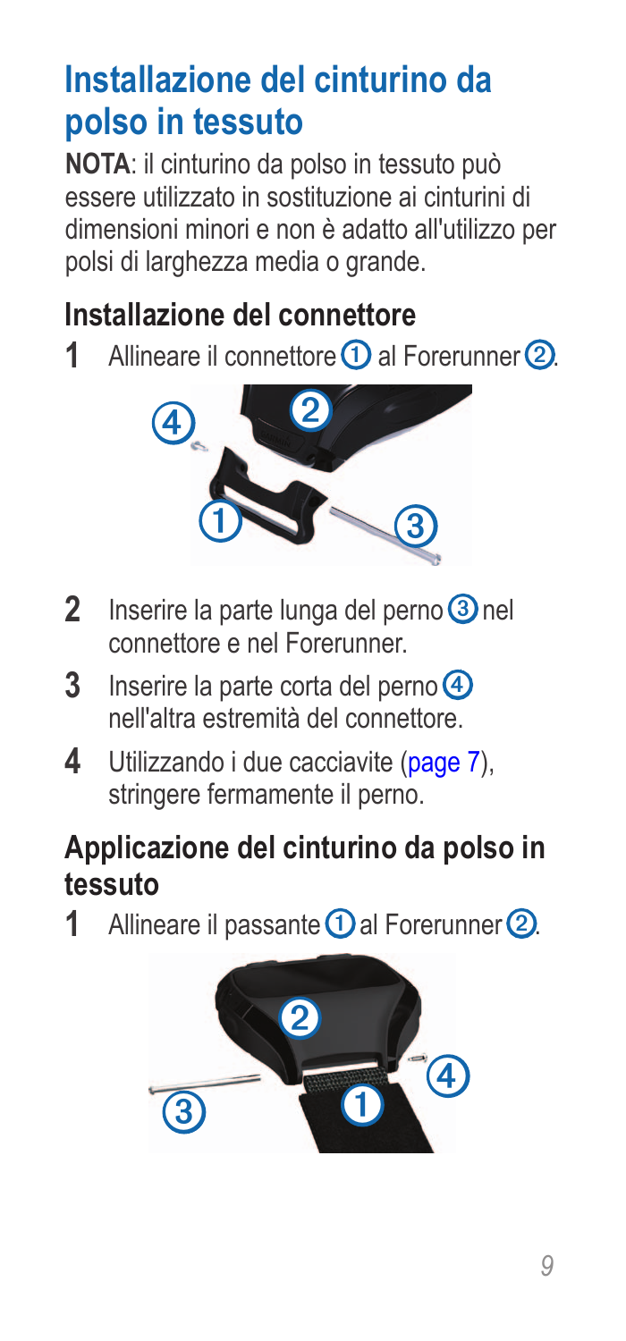# Installazione del cinturino da polso in tessuto

**NOTA**: il cinturino da polso in tessuto può essere utilizzato in sostituzione ai cinturini di dimensioni minori e non è adatto all'utilizzo per polsi di larghezza media o grande.

## Installazione del connettore

1. Allineare il connettore ① al Forerunner ②.
2. Inserire la parte lunga del perno ③ nel connettore e nel Forerunner.
3. Inserire la parte corta del perno ④ nell'altra estremità del connettore.
4. Utilizzando i due cacciavite (page 7), stringere fermamente il perno.

## Applicazione del cinturino da polso in tessuto

1. Allineare il passante ① al Forerunner ②.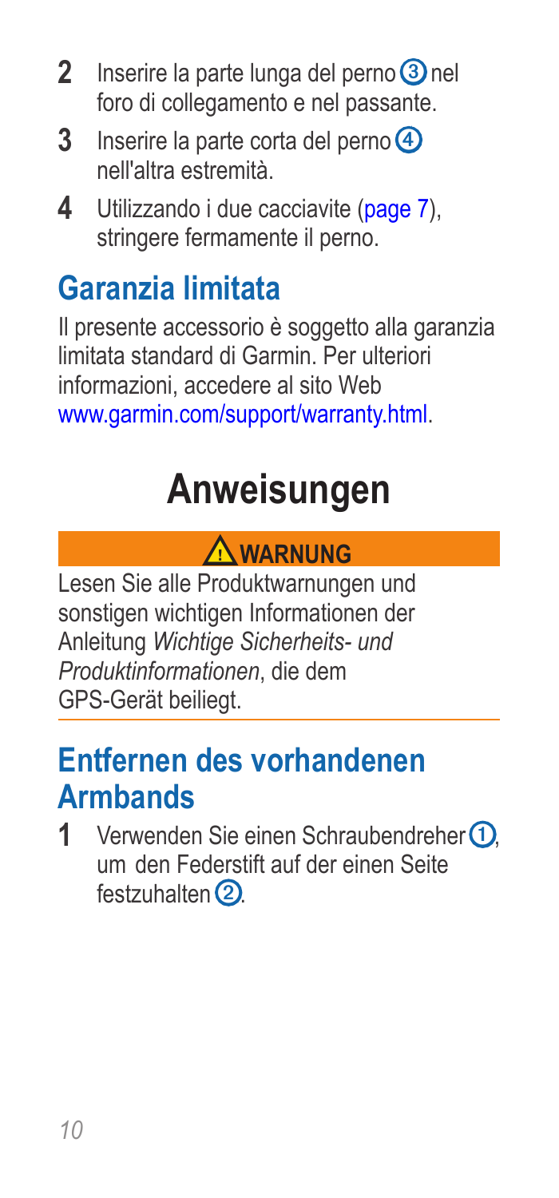2. Inserire la parte lunga del perno ③ nel foro di collegamento e nel passante.
3. Inserire la parte corta del perno ④ nell'altra estremità.
4. Utilizzando i due cacciavite (page 7), stringere fermamente il perno.

## Garanzia limitata

Il presente accessorio è soggetto alla garanzia limitata standard di Garmin. Per ulteriori informazioni, accedere al sito Web www.garmin.com/support/warranty.html.

# Anweisungen

**⚠ WARNUNG**

Lesen Sie alle Produktwarnungen und sonstigen wichtigen Informationen der Anleitung *Wichtige Sicherheits- und Produktinformationen*, die dem GPS-Gerät beiliegt.

## Entfernen des vorhandenen Armbands

1. Verwenden Sie einen Schraubendreher ①, um den Federstift auf der einen Seite festzuhalten ②.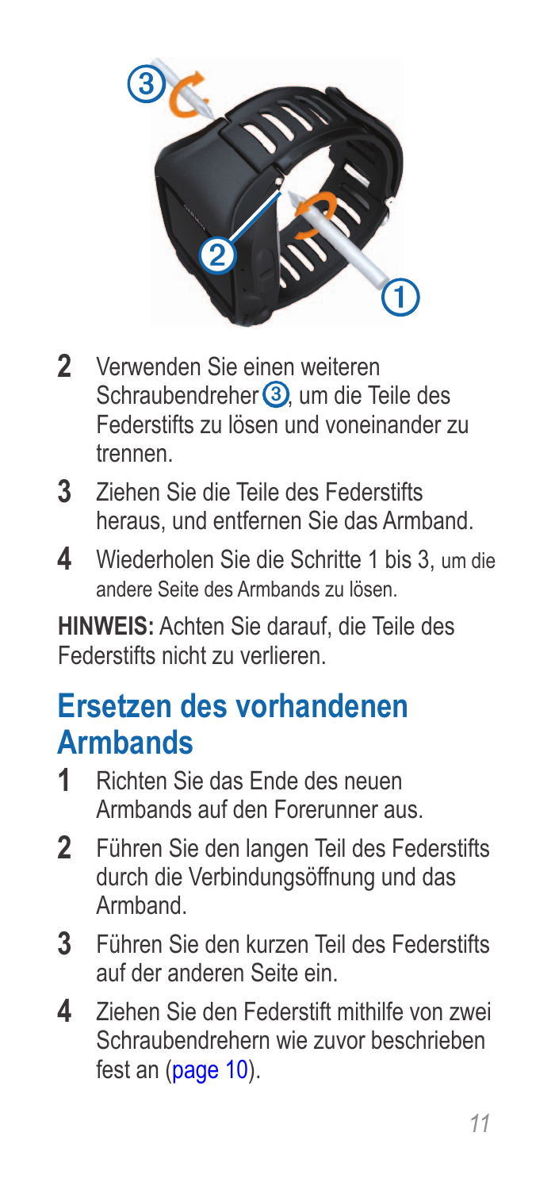2. Verwenden Sie einen weiteren Schraubendreher ③, um die Teile des Federstifts zu lösen und voneinander zu trennen.
3. Ziehen Sie die Teile des Federstifts heraus, und entfernen Sie das Armband.
4. Wiederholen Sie die Schritte 1 bis 3, um die andere Seite des Armbands zu lösen.

**HINWEIS:** Achten Sie darauf, die Teile des Federstifts nicht zu verlieren.

## Ersetzen des vorhandenen Armbands

1. Richten Sie das Ende des neuen Armbands auf den Forerunner aus.
2. Führen Sie den langen Teil des Federstifts durch die Verbindungsöffnung und das Armband.
3. Führen Sie den kurzen Teil des Federstifts auf der anderen Seite ein.
4. Ziehen Sie den Federstift mithilfe von zwei Schraubendrehern wie zuvor beschrieben fest an (page 10).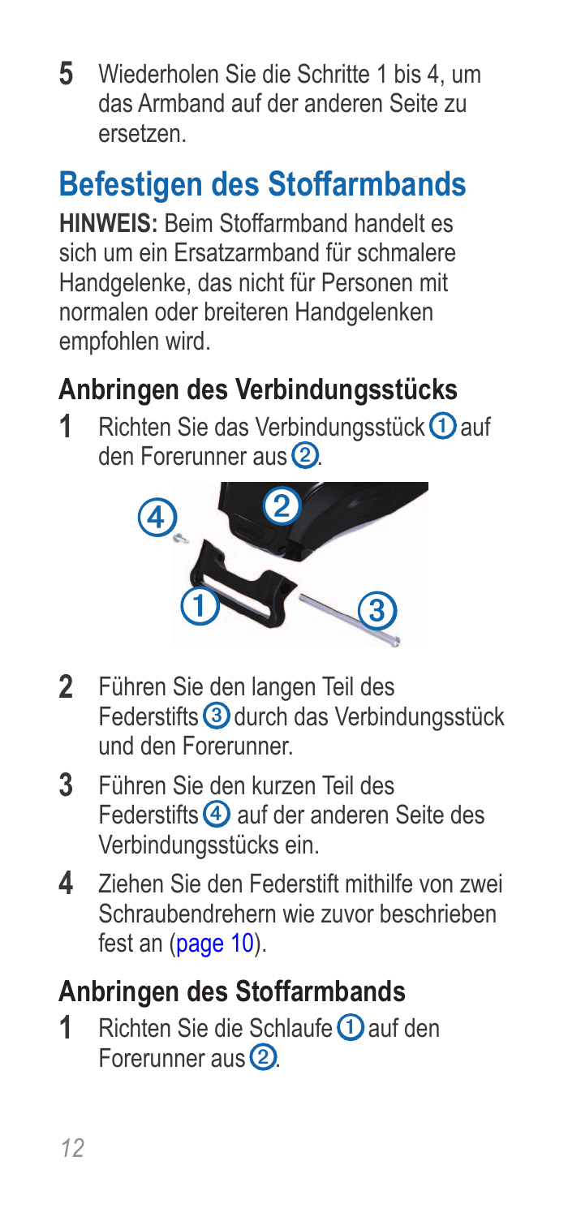5 Wiederholen Sie die Schritte 1 bis 4, um das Armband auf der anderen Seite zu ersetzen.

## Befestigen des Stoffarmbands

**HINWEIS:** Beim Stoffarmband handelt es sich um ein Ersatzarmband für schmalere Handgelenke, das nicht für Personen mit normalen oder breiteren Handgelenken empfohlen wird.

### Anbringen des Verbindungsstücks

1 Richten Sie das Verbindungsstück ① auf den Forerunner aus ②.

2 Führen Sie den langen Teil des Federstifts ③ durch das Verbindungsstück und den Forerunner.

3 Führen Sie den kurzen Teil des Federstifts ④ auf der anderen Seite des Verbindungsstücks ein.

4 Ziehen Sie den Federstift mithilfe von zwei Schraubendrehern wie zuvor beschrieben fest an (page 10).

### Anbringen des Stoffarmbands

1 Richten Sie die Schlaufe ① auf den Forerunner aus ②.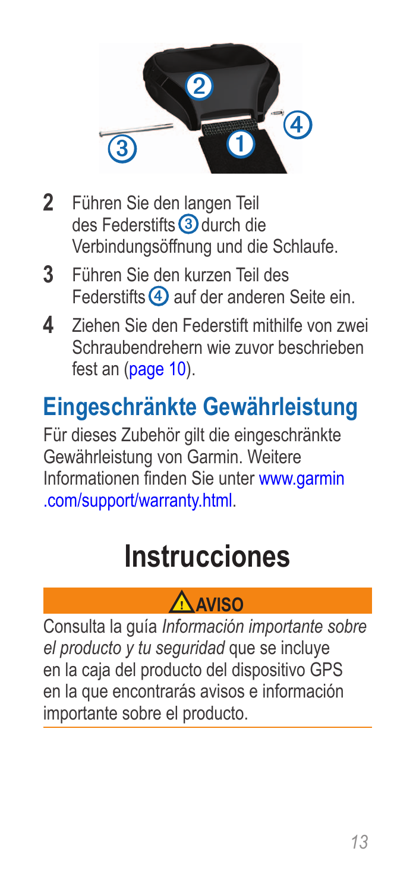2. Führen Sie den langen Teil des Federstifts ③ durch die Verbindungsöffnung und die Schlaufe.
3. Führen Sie den kurzen Teil des Federstifts ④ auf der anderen Seite ein.
4. Ziehen Sie den Federstift mithilfe von zwei Schraubendrehern wie zuvor beschrieben fest an (page 10).

## Eingeschränkte Gewährleistung

Für dieses Zubehör gilt die eingeschränkte Gewährleistung von Garmin. Weitere Informationen finden Sie unter www.garmin.com/support/warranty.html.

# Instrucciones

**⚠ AVISO**

Consulta la guía *Información importante sobre el producto y tu seguridad* que se incluye en la caja del producto del dispositivo GPS en la que encontrarás avisos e información importante sobre el producto.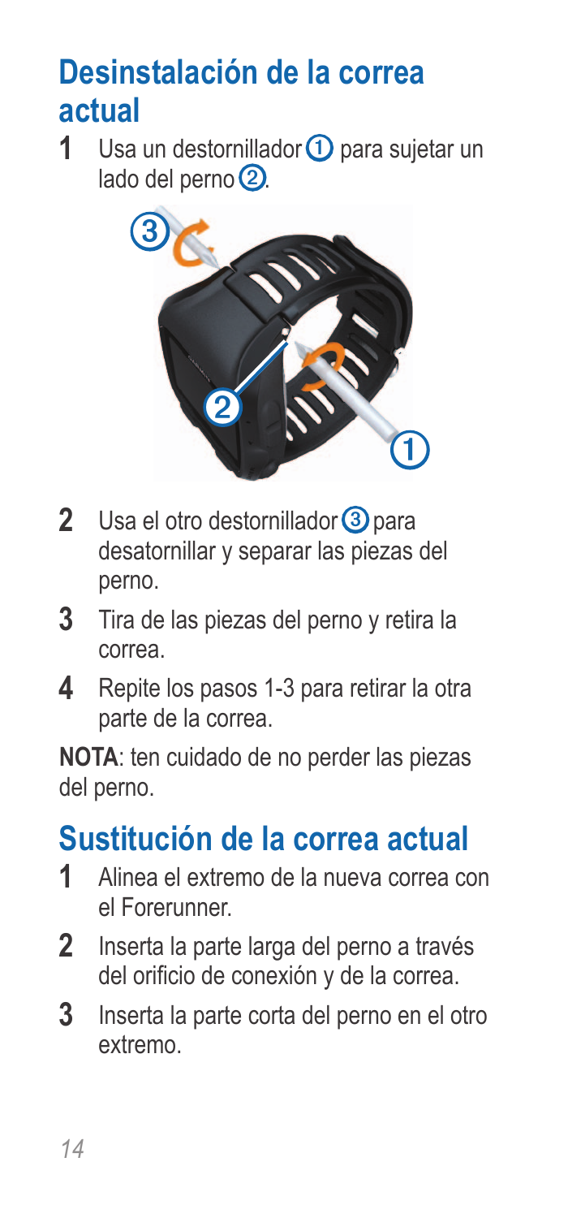## Desinstalación de la correa actual

1. Usa un destornillador ① para sujetar un lado del perno ②.
2. Usa el otro destornillador ③ para desatornillar y separar las piezas del perno.
3. Tira de las piezas del perno y retira la correa.
4. Repite los pasos 1-3 para retirar la otra parte de la correa.

**NOTA**: ten cuidado de no perder las piezas del perno.

## Sustitución de la correa actual

1. Alinea el extremo de la nueva correa con el Forerunner.
2. Inserta la parte larga del perno a través del orificio de conexión y de la correa.
3. Inserta la parte corta del perno en el otro extremo.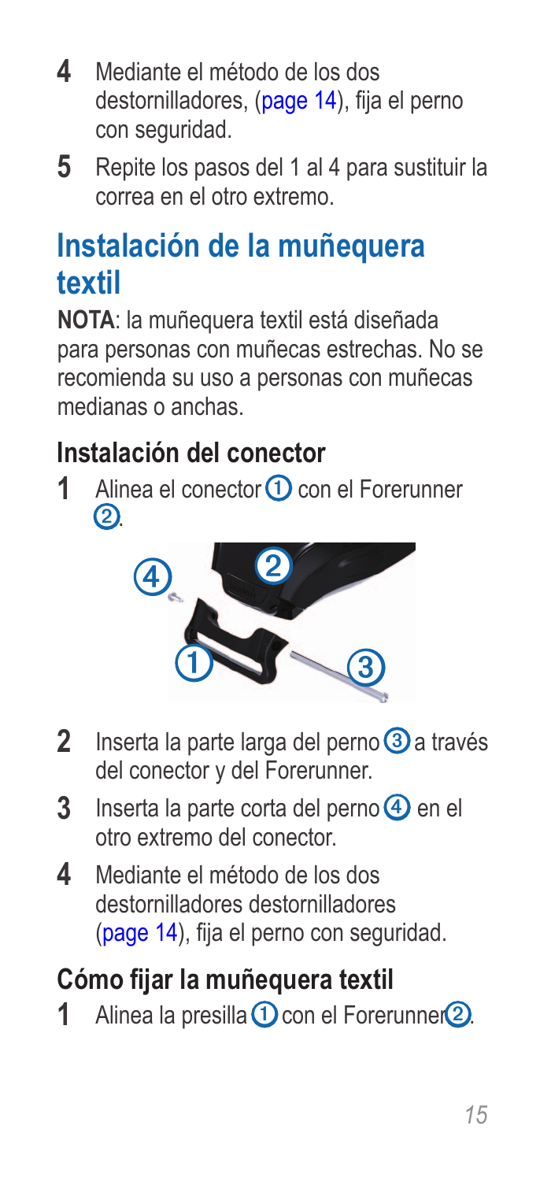4. Mediante el método de los dos destornilladores, (page 14), fija el perno con seguridad.
5. Repite los pasos del 1 al 4 para sustituir la correa en el otro extremo.

## Instalación de la muñequera textil

**NOTA**: la muñequera textil está diseñada para personas con muñecas estrechas. No se recomienda su uso a personas con muñecas medianas o anchas.

### Instalación del conector

1. Alinea el conector ① con el Forerunner ②.
2. Inserta la parte larga del perno ③ a través del conector y del Forerunner.
3. Inserta la parte corta del perno ④ en el otro extremo del conector.
4. Mediante el método de los dos destornilladores destornilladores (page 14), fija el perno con seguridad.

### Cómo fijar la muñequera textil

1. Alinea la presilla ① con el Forerunner ②.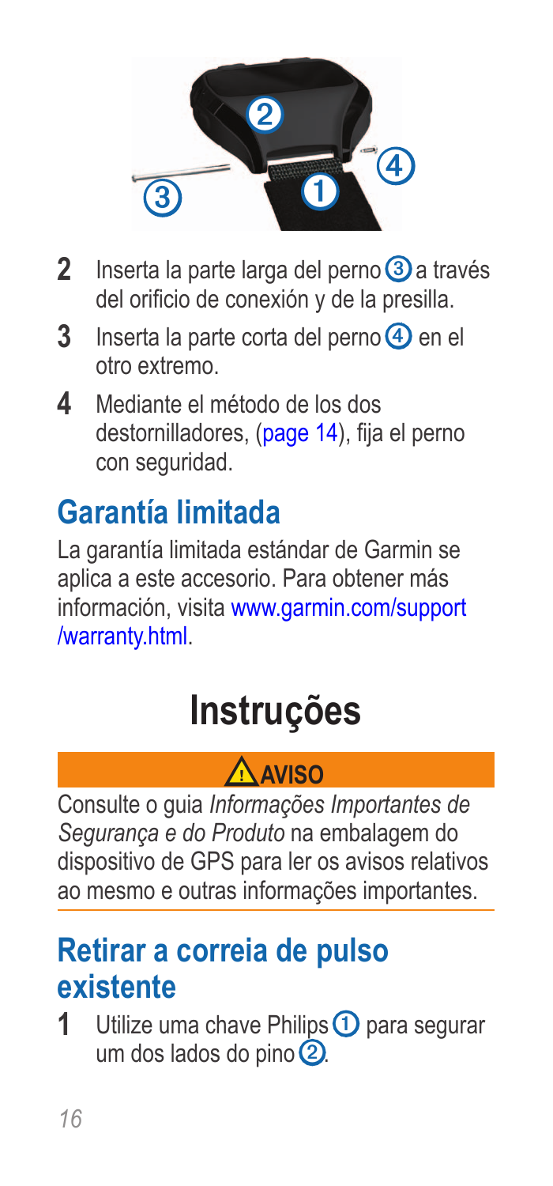2. Inserta la parte larga del perno ③ a través del orificio de conexión y de la presilla.
3. Inserta la parte corta del perno ④ en el otro extremo.
4. Mediante el método de los dos destornilladores, (page 14), fija el perno con seguridad.

## Garantía limitada

La garantía limitada estándar de Garmin se aplica a este accesorio. Para obtener más información, visita www.garmin.com/support/warranty.html.

# Instruções

**⚠ AVISO**

Consulte o guia *Informações Importantes de Segurança e do Produto* na embalagem do dispositivo de GPS para ler os avisos relativos ao mesmo e outras informações importantes.

## Retirar a correia de pulso existente

1. Utilize uma chave Philips ① para segurar um dos lados do pino ②.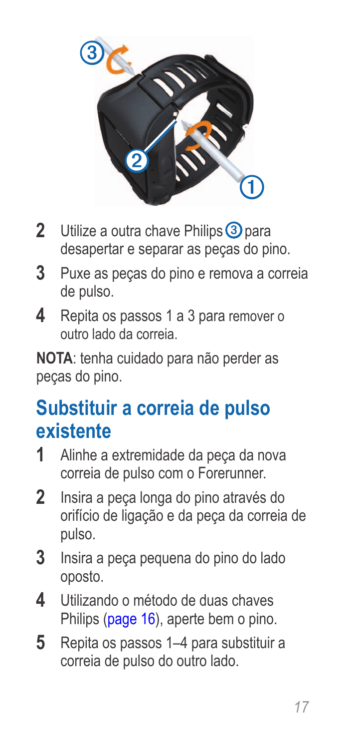2. Utilize a outra chave Philips ③ para desapertar e separar as peças do pino.
3. Puxe as peças do pino e remova a correia de pulso.
4. Repita os passos 1 a 3 para remover o outro lado da correia.

**NOTA**: tenha cuidado para não perder as peças do pino.

## Substituir a correia de pulso existente

1. Alinhe a extremidade da peça da nova correia de pulso com o Forerunner.
2. Insira a peça longa do pino através do orifício de ligação e da peça da correia de pulso.
3. Insira a peça pequena do pino do lado oposto.
4. Utilizando o método de duas chaves Philips (page 16), aperte bem o pino.
5. Repita os passos 1–4 para substituir a correia de pulso do outro lado.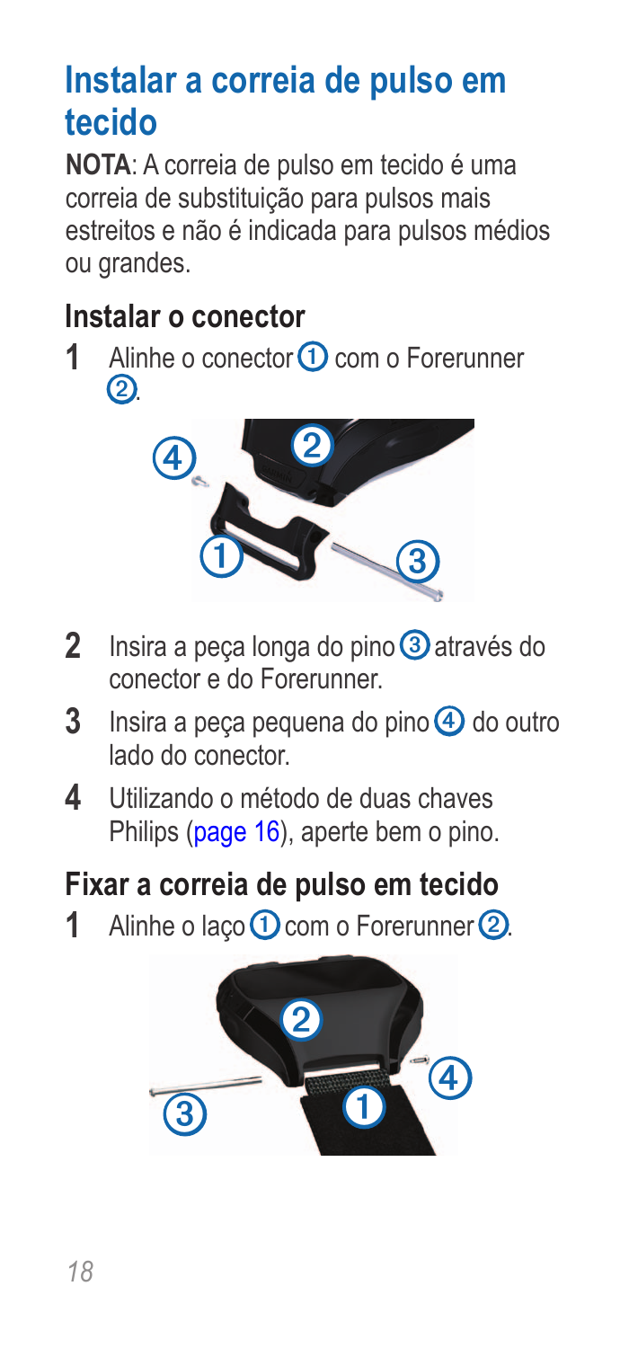## Instalar a correia de pulso em tecido

**NOTA**: A correia de pulso em tecido é uma correia de substituição para pulsos mais estreitos e não é indicada para pulsos médios ou grandes.

### Instalar o conector

1. Alinhe o conector ① com o Forerunner ②.
2. Insira a peça longa do pino ③ através do conector e do Forerunner.
3. Insira a peça pequena do pino ④ do outro lado do conector.
4. Utilizando o método de duas chaves Philips (page 16), aperte bem o pino.

### Fixar a correia de pulso em tecido

1. Alinhe o laço ① com o Forerunner ②.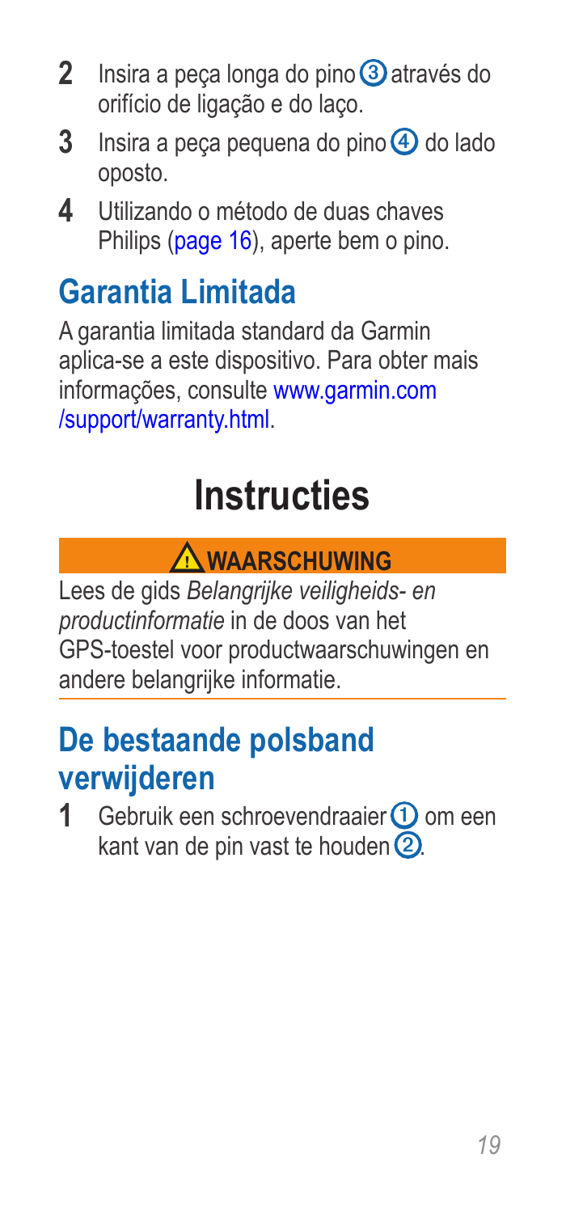2. Insira a peça longa do pino ③ através do orifício de ligação e do laço.
3. Insira a peça pequena do pino ④ do lado oposto.
4. Utilizando o método de duas chaves Philips (page 16), aperte bem o pino.

## Garantia Limitada

A garantia limitada standard da Garmin aplica-se a este dispositivo. Para obter mais informações, consulte www.garmin.com/support/warranty.html.

# Instructies

**⚠ WAARSCHUWING**

Lees de gids *Belangrijke veiligheids- en productinformatie* in de doos van het GPS-toestel voor productwaarschuwingen en andere belangrijke informatie.

## De bestaande polsband verwijderen

1. Gebruik een schroevendraaier ① om een kant van de pin vast te houden ②.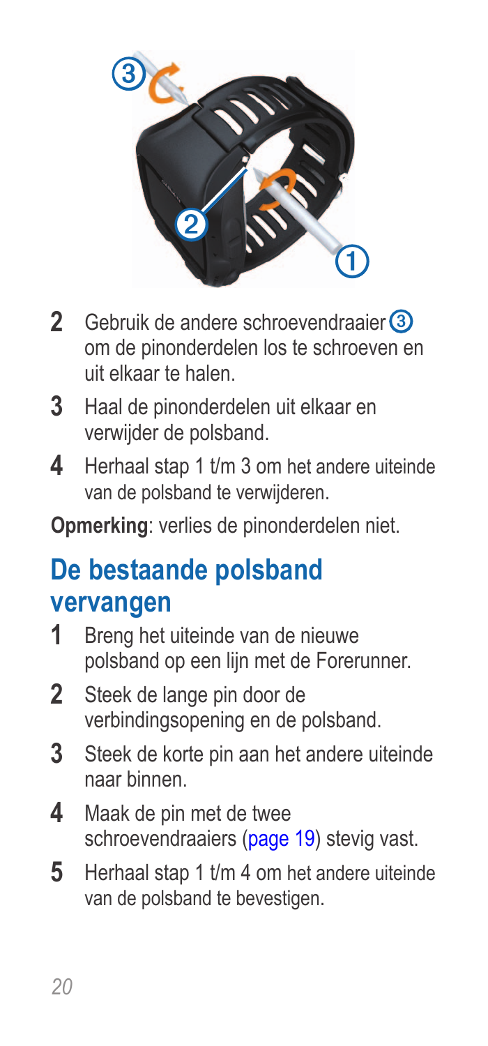2. Gebruik de andere schroevendraaier ③ om de pinonderdelen los te schroeven en uit elkaar te halen.
3. Haal de pinonderdelen uit elkaar en verwijder de polsband.
4. Herhaal stap 1 t/m 3 om het andere uiteinde van de polsband te verwijderen.

**Opmerking**: verlies de pinonderdelen niet.

## De bestaande polsband vervangen

1. Breng het uiteinde van de nieuwe polsband op een lijn met de Forerunner.
2. Steek de lange pin door de verbindingsopening en de polsband.
3. Steek de korte pin aan het andere uiteinde naar binnen.
4. Maak de pin met de twee schroevendraaiers (page 19) stevig vast.
5. Herhaal stap 1 t/m 4 om het andere uiteinde van de polsband te bevestigen.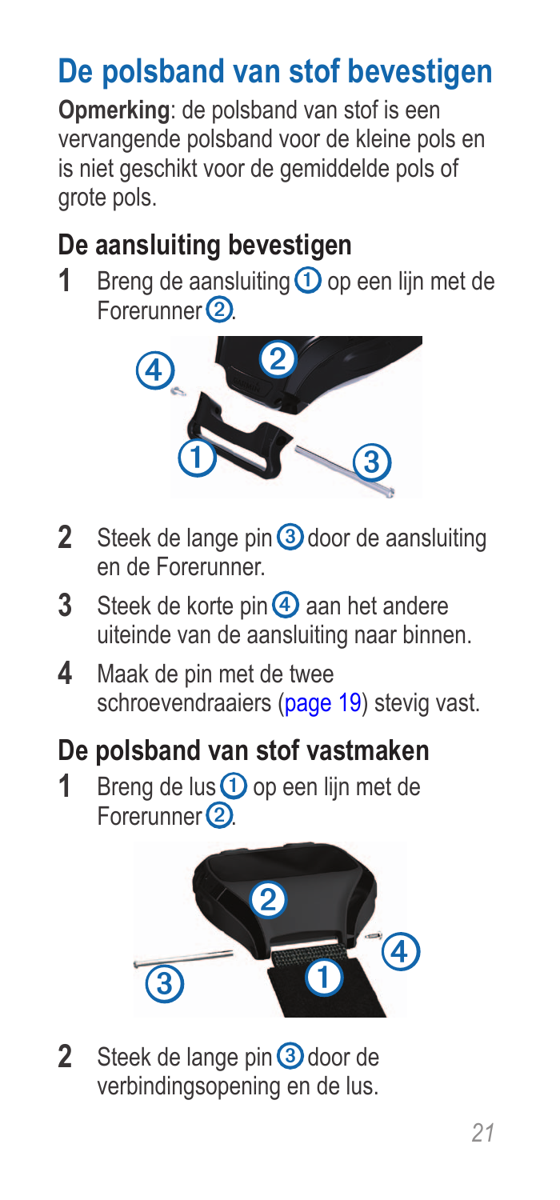# De polsband van stof bevestigen

**Opmerking**: de polsband van stof is een vervangende polsband voor de kleine pols en is niet geschikt voor de gemiddelde pols of grote pols.

## De aansluiting bevestigen

1. Breng de aansluiting ① op een lijn met de Forerunner ②.
2. Steek de lange pin ③ door de aansluiting en de Forerunner.
3. Steek de korte pin ④ aan het andere uiteinde van de aansluiting naar binnen.
4. Maak de pin met de twee schroevendraaiers (page 19) stevig vast.

## De polsband van stof vastmaken

1. Breng de lus ① op een lijn met de Forerunner ②.
2. Steek de lange pin ③ door de verbindingsopening en de lus.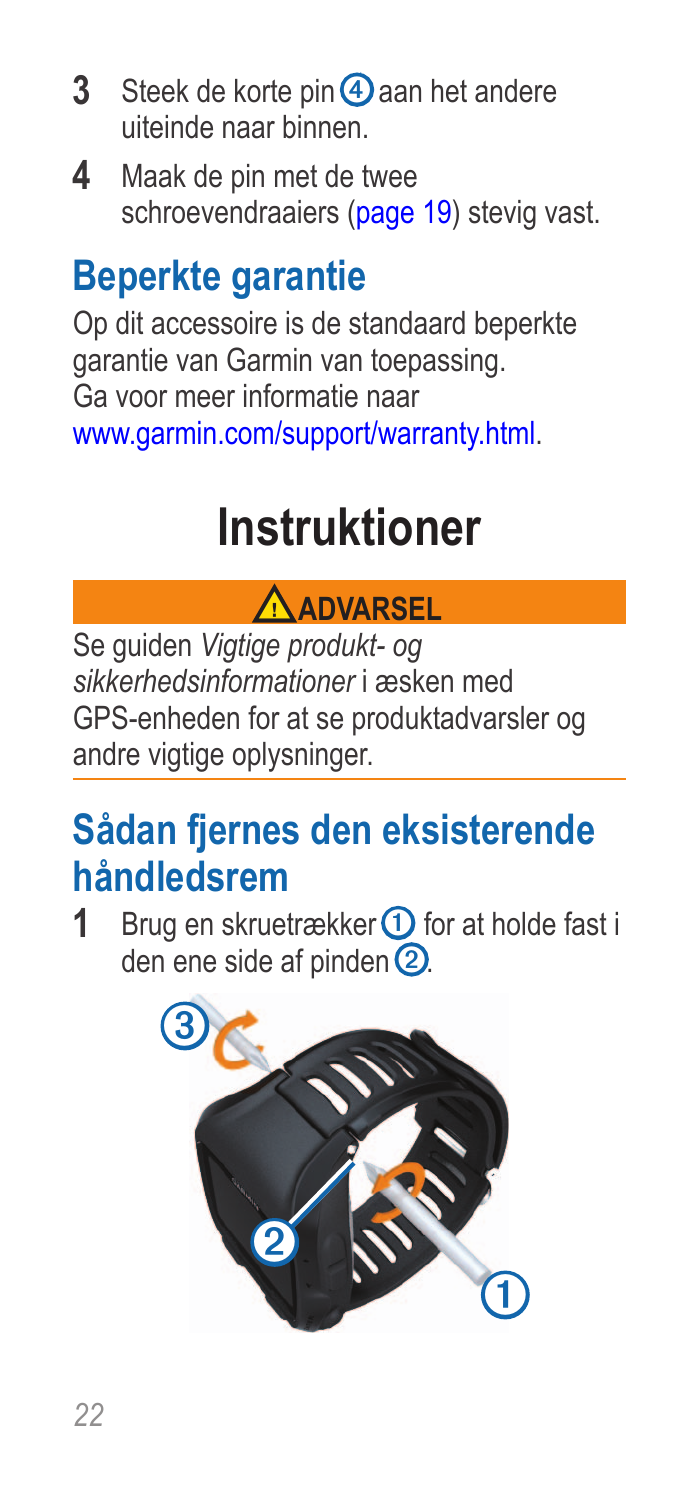3. Steek de korte pin ④ aan het andere uiteinde naar binnen.
4. Maak de pin met de twee schroevendraaiers (page 19) stevig vast.

## Beperkte garantie

Op dit accessoire is de standaard beperkte garantie van Garmin van toepassing. Ga voor meer informatie naar www.garmin.com/support/warranty.html.

# Instruktioner

**⚠ ADVARSEL**

Se guiden *Vigtige produkt- og sikkerhedsinformationer* i æsken med GPS-enheden for at se produktadvarsler og andre vigtige oplysninger.

## Sådan fjernes den eksisterende håndledsrem

1. Brug en skruetrækker ① for at holde fast i den ene side af pinden ②.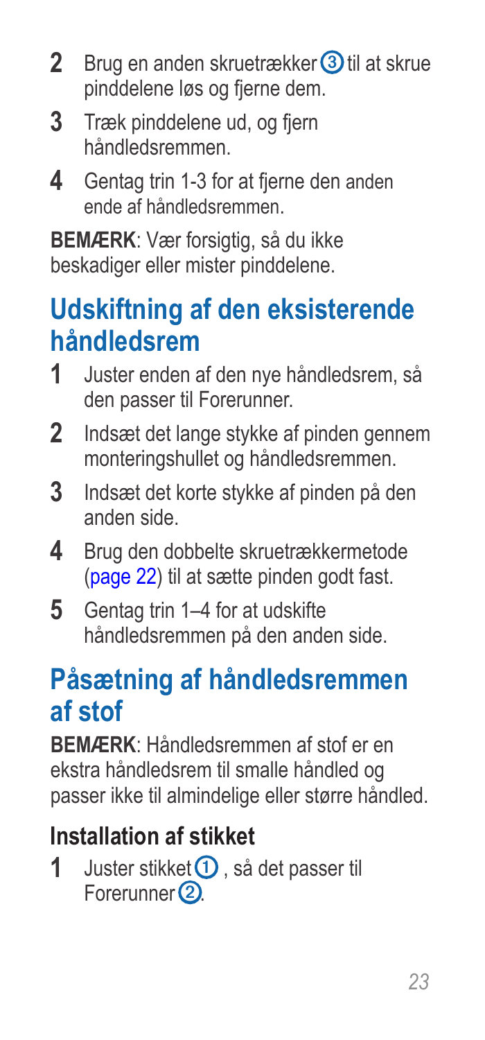2. Brug en anden skruetrækker ③ til at skrue pinddelene løs og fjerne dem.
3. Træk pinddelene ud, og fjern håndledsremmen.
4. Gentag trin 1-3 for at fjerne den anden ende af håndledsremmen.

**BEMÆRK**: Vær forsigtig, så du ikke beskadiger eller mister pinddelene.

## Udskiftning af den eksisterende håndledsrem

1. Juster enden af den nye håndledsrem, så den passer til Forerunner.
2. Indsæt det lange stykke af pinden gennem monteringshullet og håndledsremmen.
3. Indsæt det korte stykke af pinden på den anden side.
4. Brug den dobbelte skruetrækkermetode (page 22) til at sætte pinden godt fast.
5. Gentag trin 1–4 for at udskifte håndledsremmen på den anden side.

## Påsætning af håndledsremmen af stof

**BEMÆRK**: Håndledsremmen af stof er en ekstra håndledsrem til smalle håndled og passer ikke til almindelige eller større håndled.

### Installation af stikket

1. Juster stikket ① , så det passer til Forerunner ②.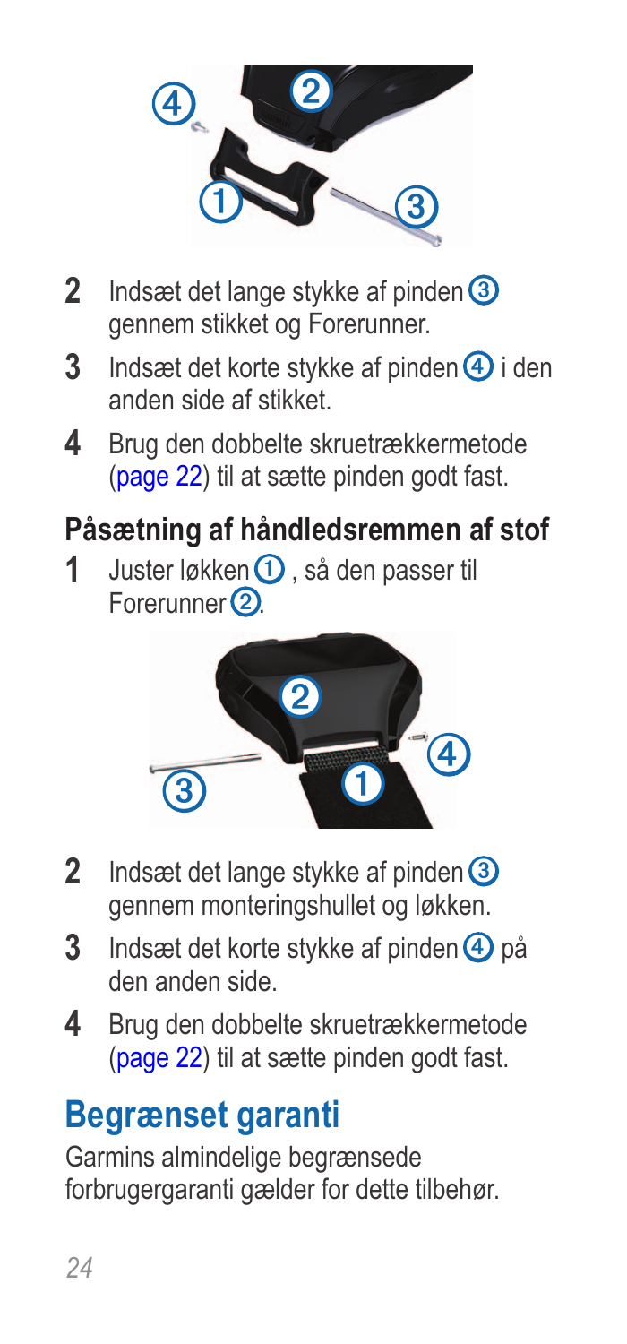2. Indsæt det lange stykke af pinden ③ gennem stikket og Forerunner.
3. Indsæt det korte stykke af pinden ④ i den anden side af stikket.
4. Brug den dobbelte skruetrækkermetode (page 22) til at sætte pinden godt fast.

### Påsætning af håndledsremmen af stof

1. Juster løkken ①, så den passer til Forerunner ②.
2. Indsæt det lange stykke af pinden ③ gennem monteringshullet og løkken.
3. Indsæt det korte stykke af pinden ④ på den anden side.
4. Brug den dobbelte skruetrækkermetode (page 22) til at sætte pinden godt fast.

## Begrænset garanti

Garmins almindelige begrænsede forbrugergaranti gælder for dette tilbehør.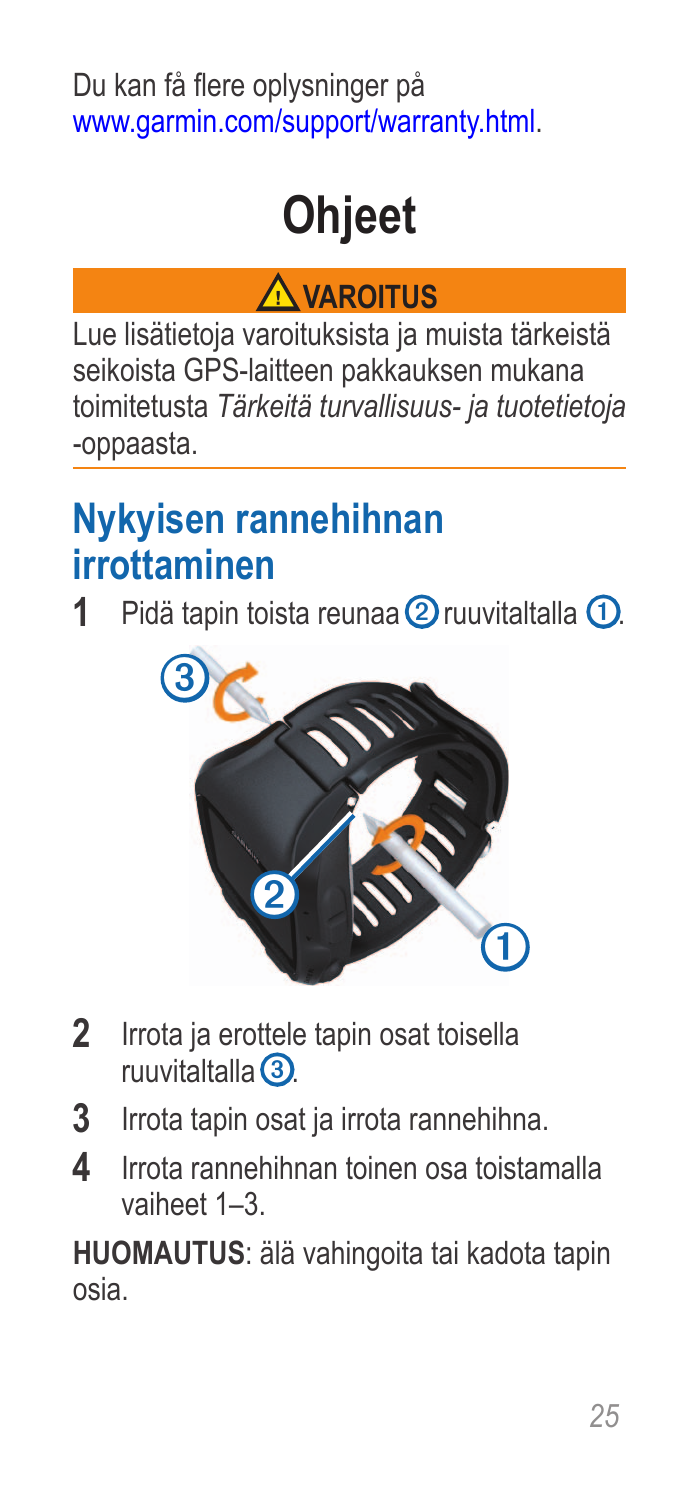Du kan få flere oplysninger på www.garmin.com/support/warranty.html.

# Ohjeet

**⚠ VAROITUS**

Lue lisätietoja varoituksista ja muista tärkeistä seikoista GPS-laitteen pakkauksen mukana toimitetusta *Tärkeitä turvallisuus- ja tuotetietoja* -oppaasta.

## Nykyisen rannehihnan irrottaminen

1 Pidä tapin toista reunaa ② ruuvitaltalla ①.

2 Irrota ja erottele tapin osat toisella ruuvitaltalla ③.

3 Irrota tapin osat ja irrota rannehihna.

4 Irrota rannehihnan toinen osa toistamalla vaiheet 1–3.

**HUOMAUTUS**: älä vahingoita tai kadota tapin osia.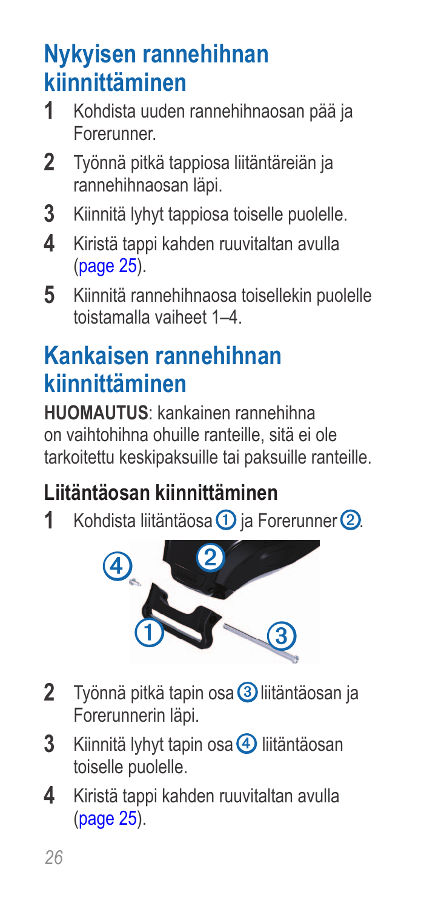## Nykyisen rannehihnan kiinnittäminen

1. Kohdista uuden rannehihnaosan pää ja Forerunner.
2. Työnnä pitkä tappiosa liitäntäreiän ja rannehihnaosan läpi.
3. Kiinnitä lyhyt tappiosa toiselle puolelle.
4. Kiristä tappi kahden ruuvitaltan avulla (page 25).
5. Kiinnitä rannehihnaosa toisellekin puolelle toistamalla vaiheet 1–4.

## Kankaisen rannehihnan kiinnittäminen

**HUOMAUTUS**: kankainen rannehihna on vaihtohihna ohuille ranteille, sitä ei ole tarkoitettu keskipaksuille tai paksuille ranteille.

### Liitäntäosan kiinnittäminen

1. Kohdista liitäntäosa ① ja Forerunner ②.
2. Työnnä pitkä tapin osa ③ liitäntäosan ja Forerunnerin läpi.
3. Kiinnitä lyhyt tapin osa ④ liitäntäosan toiselle puolelle.
4. Kiristä tappi kahden ruuvitaltan avulla (page 25).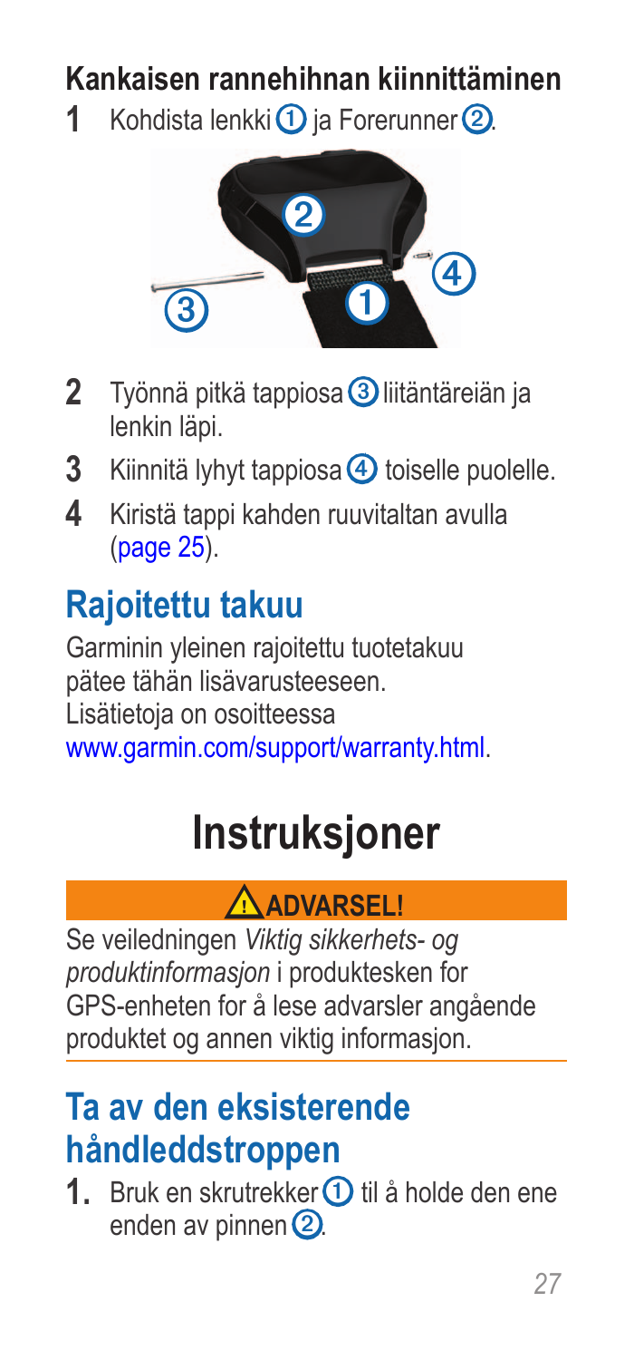### Kankaisen rannehihnan kiinnittäminen

1 Kohdista lenkki ① ja Forerunner ②.

2 Työnnä pitkä tappiosa ③ liitäntäreiän ja lenkin läpi.

3 Kiinnitä lyhyt tappiosa ④ toiselle puolelle.

4 Kiristä tappi kahden ruuvitaltan avulla (page 25).

## Rajoitettu takuu

Garminin yleinen rajoitettu tuotetakuu pätee tähän lisävarusteeseen. Lisätietoja on osoitteessa www.garmin.com/support/warranty.html.

# Instruksjoner

**⚠ ADVARSEL!**

Se veiledningen *Viktig sikkerhets- og produktinformasjon* i produktesken for GPS-enheten for å lese advarsler angående produktet og annen viktig informasjon.

## Ta av den eksisterende håndleddstroppen

1. Bruk en skrutrekker ① til å holde den ene enden av pinnen ②.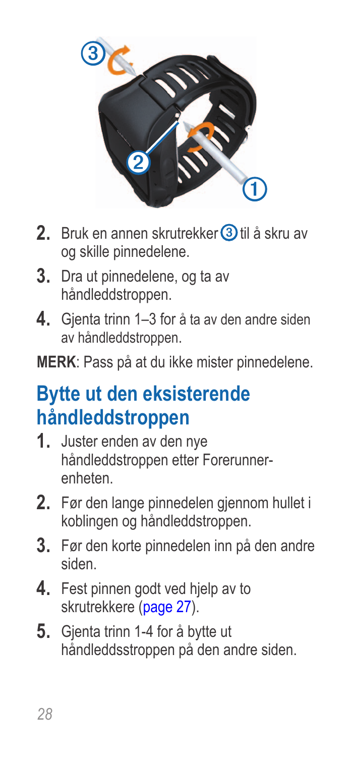2. Bruk en annen skrutrekker ③ til å skru av og skille pinnedelene.
3. Dra ut pinnedelene, og ta av håndleddstroppen.
4. Gjenta trinn 1–3 for å ta av den andre siden av håndleddstroppen.

**MERK**: Pass på at du ikke mister pinnedelene.

## Bytte ut den eksisterende håndleddstroppen

1. Juster enden av den nye håndleddstroppen etter Forerunner-enheten.
2. Før den lange pinnedelen gjennom hullet i koblingen og håndleddstroppen.
3. Før den korte pinnedelen inn på den andre siden.
4. Fest pinnen godt ved hjelp av to skrutrekkere (page 27).
5. Gjenta trinn 1-4 for å bytte ut håndleddsstroppen på den andre siden.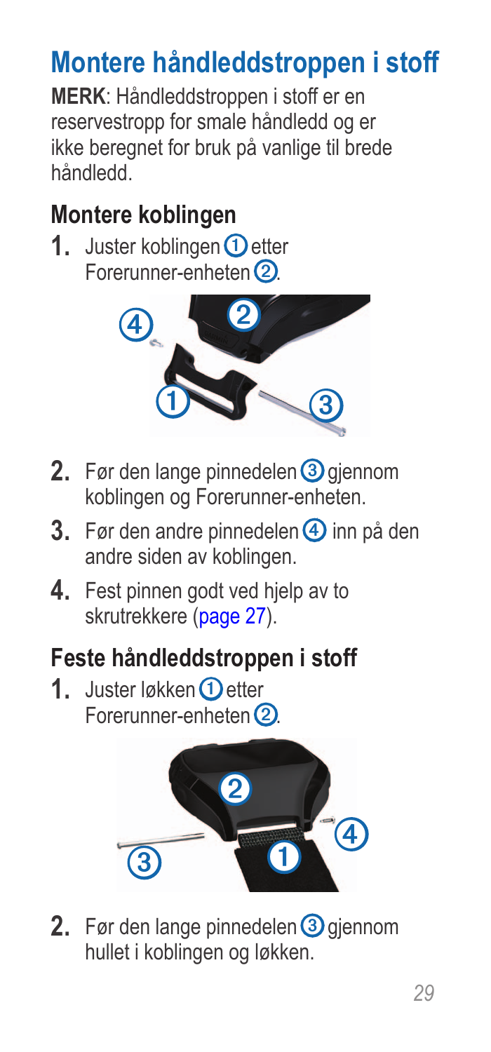# Montere håndleddstroppen i stoff

**MERK**: Håndleddstroppen i stoff er en reservestropp for smale håndledd og er ikke beregnet for bruk på vanlige til brede håndledd.

## Montere koblingen

1. Juster koblingen ① etter Forerunner-enheten ②.
2. Før den lange pinnedelen ③ gjennom koblingen og Forerunner-enheten.
3. Før den andre pinnedelen ④ inn på den andre siden av koblingen.
4. Fest pinnen godt ved hjelp av to skrutrekkere (page 27).

## Feste håndleddstroppen i stoff

1. Juster løkken ① etter Forerunner-enheten ②.
2. Før den lange pinnedelen ③ gjennom hullet i koblingen og løkken.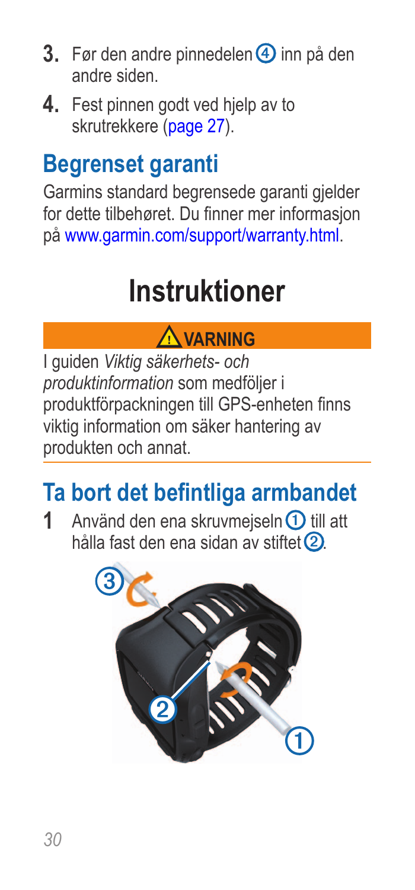3. Før den andre pinnedelen ④ inn på den andre siden.
4. Fest pinnen godt ved hjelp av to skrutrekkere (page 27).

## Begrenset garanti

Garmins standard begrensede garanti gjelder for dette tilbehøret. Du finner mer informasjon på www.garmin.com/support/warranty.html.

# Instruktioner

**⚠ VARNING**

I guiden *Viktig säkerhets- och produktinformation* som medföljer i produktförpackningen till GPS-enheten finns viktig information om säker hantering av produkten och annat.

## Ta bort det befintliga armbandet

1 Använd den ena skruvmejseln ① till att hålla fast den ena sidan av stiftet ②.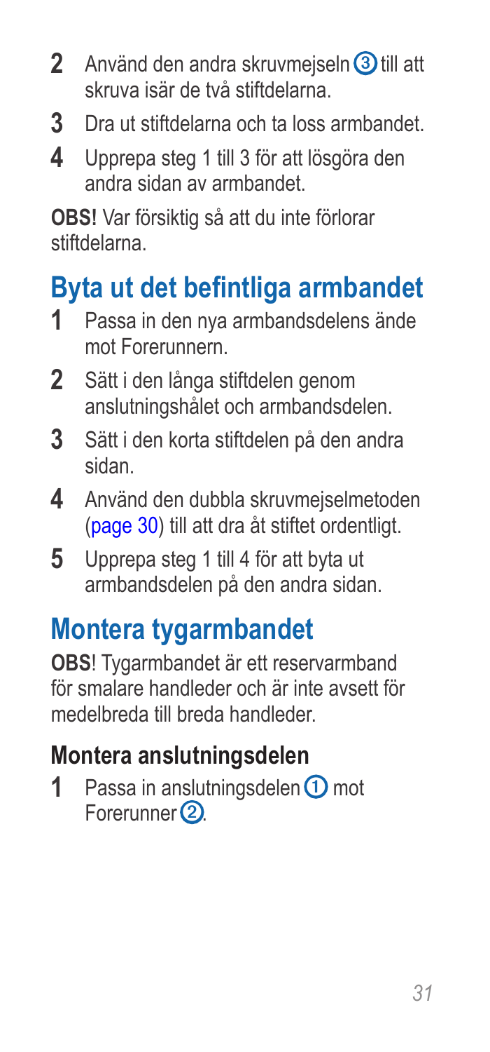2. Använd den andra skruvmejseln ③ till att skruva isär de två stiftdelarna.
3. Dra ut stiftdelarna och ta loss armbandet.
4. Upprepa steg 1 till 3 för att lösgöra den andra sidan av armbandet.

**OBS!** Var försiktig så att du inte förlorar stiftdelarna.

## Byta ut det befintliga armbandet

1. Passa in den nya armbandsdelens ände mot Forerunnern.
2. Sätt i den långa stiftdelen genom anslutningshålet och armbandsdelen.
3. Sätt i den korta stiftdelen på den andra sidan.
4. Använd den dubbla skruvmejselmetoden (page 30) till att dra åt stiftet ordentligt.
5. Upprepa steg 1 till 4 för att byta ut armbandsdelen på den andra sidan.

## Montera tygarmbandet

**OBS**! Tygarmbandet är ett reservarmband för smalare handleder och är inte avsett för medelbreda till breda handleder.

### Montera anslutningsdelen

1. Passa in anslutningsdelen ① mot Forerunner ②.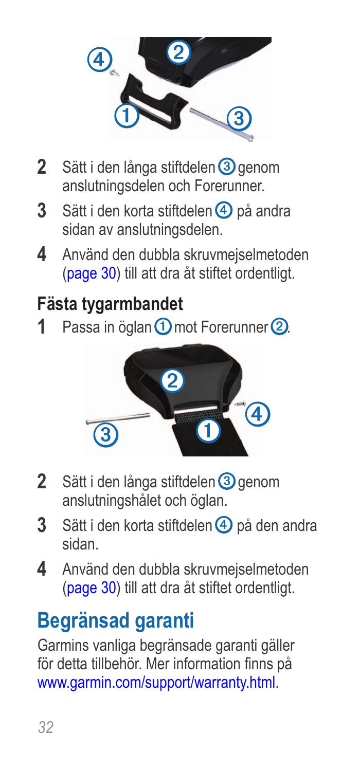2. Sätt i den långa stiftdelen ③ genom anslutningsdelen och Forerunner.
3. Sätt i den korta stiftdelen ④ på andra sidan av anslutningsdelen.
4. Använd den dubbla skruvmejselmetoden (page 30) till att dra åt stiftet ordentligt.

### Fästa tygarmbandet

1. Passa in öglan ① mot Forerunner ②.
2. Sätt i den långa stiftdelen ③ genom anslutningshålet och öglan.
3. Sätt i den korta stiftdelen ④ på den andra sidan.
4. Använd den dubbla skruvmejselmetoden (page 30) till att dra åt stiftet ordentligt.

## Begränsad garanti

Garmins vanliga begränsade garanti gäller för detta tillbehör. Mer information finns på www.garmin.com/support/warranty.html.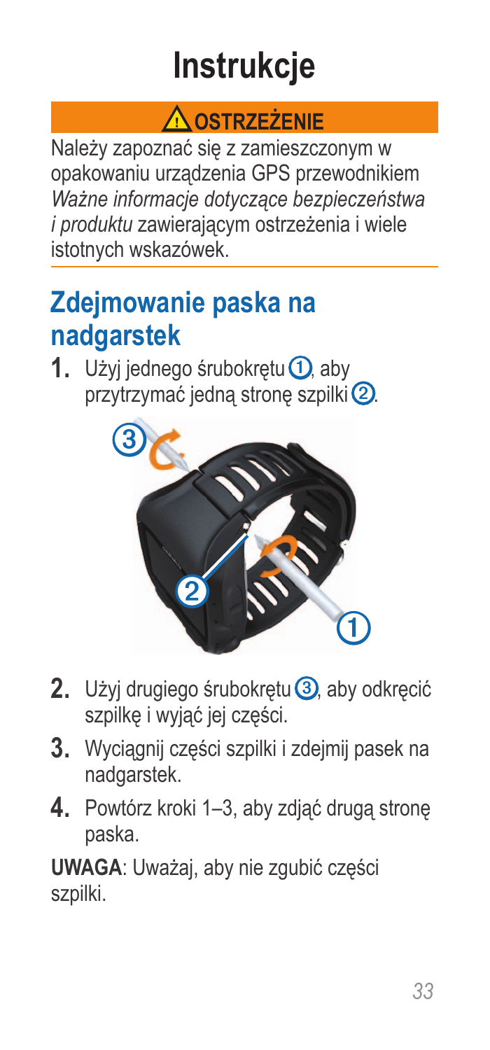# Instrukcje

**⚠ OSTRZEŻENIE**

Należy zapoznać się z zamieszczonym w opakowaniu urządzenia GPS przewodnikiem *Ważne informacje dotyczące bezpieczeństwa i produktu* zawierającym ostrzeżenia i wiele istotnych wskazówek.

## Zdejmowanie paska na nadgarstek

1. Użyj jednego śrubokrętu ①, aby przytrzymać jedną stronę szpilki ②.
2. Użyj drugiego śrubokrętu ③, aby odkręcić szpilkę i wyjąć jej części.
3. Wyciągnij części szpilki i zdejmij pasek na nadgarstek.
4. Powtórz kroki 1–3, aby zdjąć drugą stronę paska.

**UWAGA**: Uważaj, aby nie zgubić części szpilki.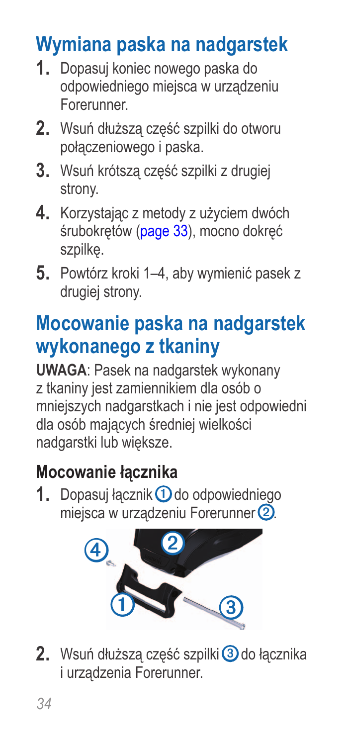## Wymiana paska na nadgarstek

1. Dopasuj koniec nowego paska do odpowiedniego miejsca w urządzeniu Forerunner.
2. Wsuń dłuższą część szpilki do otworu połączeniowego i paska.
3. Wsuń krótszą część szpilki z drugiej strony.
4. Korzystając z metody z użyciem dwóch śrubokrętów (page 33), mocno dokręć szpilkę.
5. Powtórz kroki 1–4, aby wymienić pasek z drugiej strony.

## Mocowanie paska na nadgarstek wykonanego z tkaniny

**UWAGA**: Pasek na nadgarstek wykonany z tkaniny jest zamiennikiem dla osób o mniejszych nadgarstkach i nie jest odpowiedni dla osób mających średniej wielkości nadgarstki lub większe.

### Mocowanie łącznika

1. Dopasuj łącznik ① do odpowiedniego miejsca w urządzeniu Forerunner ②.
2. Wsuń dłuższą część szpilki ③ do łącznika i urządzenia Forerunner.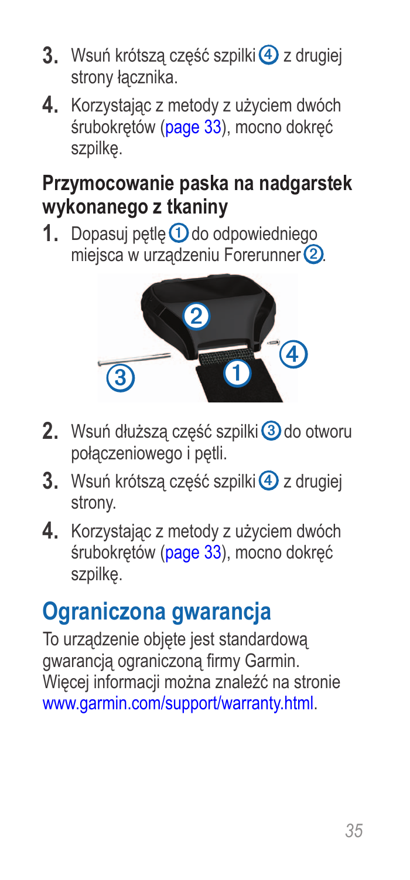3. Wsuń krótszą część szpilki ④ z drugiej strony łącznika.
4. Korzystając z metody z użyciem dwóch śrubokrętów (page 33), mocno dokręć szpilkę.

### Przymocowanie paska na nadgarstek wykonanego z tkaniny

1. Dopasuj pętlę ① do odpowiedniego miejsca w urządzeniu Forerunner ②.
2. Wsuń dłuższą część szpilki ③ do otworu połączeniowego i pętli.
3. Wsuń krótszą część szpilki ④ z drugiej strony.
4. Korzystając z metody z użyciem dwóch śrubokrętów (page 33), mocno dokręć szpilkę.

## Ograniczona gwarancja

To urządzenie objęte jest standardową gwarancją ograniczoną firmy Garmin. Więcej informacji można znaleźć na stronie www.garmin.com/support/warranty.html.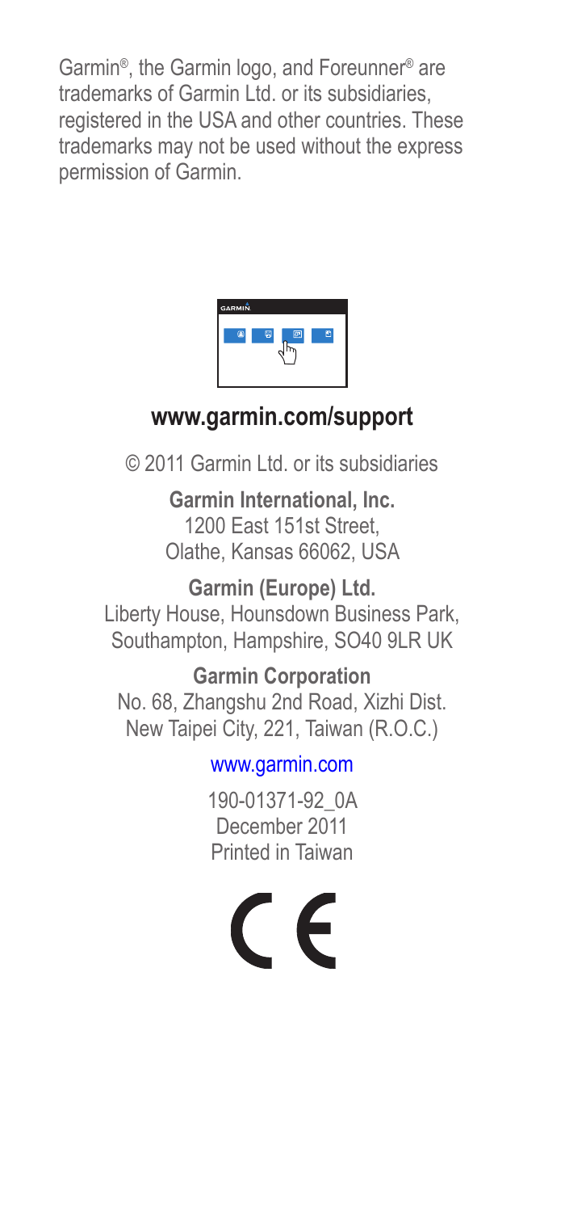Garmin®, the Garmin logo, and Foreunner® are trademarks of Garmin Ltd. or its subsidiaries, registered in the USA and other countries. These trademarks may not be used without the express permission of Garmin.

**www.garmin.com/support**

© 2011 Garmin Ltd. or its subsidiaries

**Garmin International, Inc.**
1200 East 151st Street,
Olathe, Kansas 66062, USA

**Garmin (Europe) Ltd.**
Liberty House, Hounsdown Business Park,
Southampton, Hampshire, SO40 9LR UK

**Garmin Corporation**
No. 68, Zhangshu 2nd Road, Xizhi Dist.
New Taipei City, 221, Taiwan (R.O.C.)

www.garmin.com

190-01371-92_0A
December 2011
Printed in Taiwan